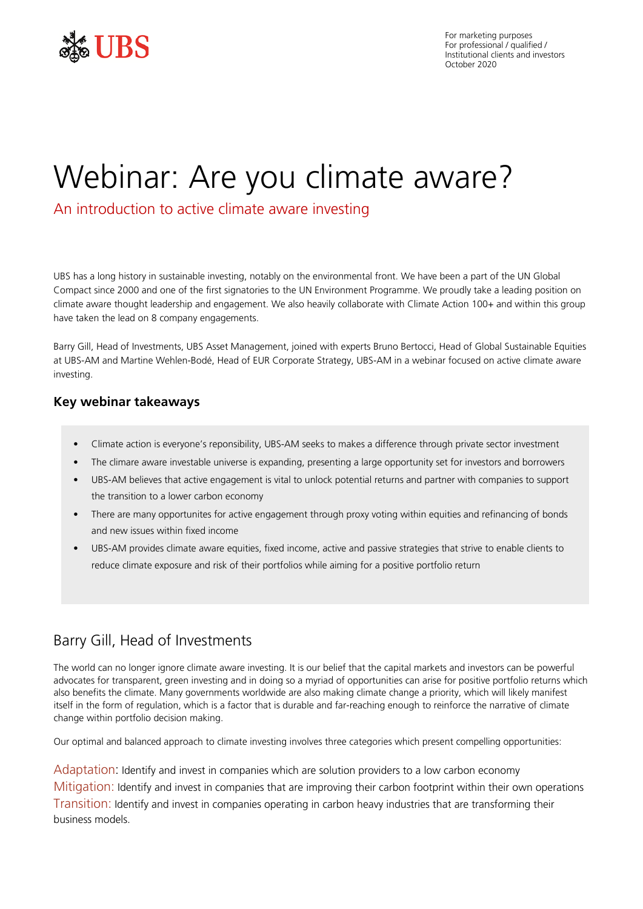For marketing purposes
For professional / qualified / Institutional clients and investors
October 2020

# Webinar: Are you climate aware?

## An introduction to active climate aware investing

UBS has a long history in sustainable investing, notably on the environmental front. We have been a part of the UN Global Compact since 2000 and one of the first signatories to the UN Environment Programme. We proudly take a leading position on climate aware thought leadership and engagement. We also heavily collaborate with Climate Action 100+ and within this group have taken the lead on 8 company engagements.

Barry Gill, Head of Investments, UBS Asset Management, joined with experts Bruno Bertocci, Head of Global Sustainable Equities at UBS-AM and Martine Wehlen-Bodé, Head of EUR Corporate Strategy, UBS-AM in a webinar focused on active climate aware investing.

### Key webinar takeaways

- Climate action is everyone's reponsibility, UBS-AM seeks to makes a difference through private sector investment
- The climare aware investable universe is expanding, presenting a large opportunity set for investors and borrowers
- UBS-AM believes that active engagement is vital to unlock potential returns and partner with companies to support the transition to a lower carbon economy
- There are many opportunites for active engagement through proxy voting within equities and refinancing of bonds and new issues within fixed income
- UBS-AM provides climate aware equities, fixed income, active and passive strategies that strive to enable clients to reduce climate exposure and risk of their portfolios while aiming for a positive portfolio return

## Barry Gill, Head of Investments

The world can no longer ignore climate aware investing. It is our belief that the capital markets and investors can be powerful advocates for transparent, green investing and in doing so a myriad of opportunities can arise for positive portfolio returns which also benefits the climate. Many governments worldwide are also making climate change a priority, which will likely manifest itself in the form of regulation, which is a factor that is durable and far-reaching enough to reinforce the narrative of climate change within portfolio decision making.

Our optimal and balanced approach to climate investing involves three categories which present compelling opportunities:

Adaptation: Identify and invest in companies which are solution providers to a low carbon economy
Mitigation: Identify and invest in companies that are improving their carbon footprint within their own operations
Transition: Identify and invest in companies operating in carbon heavy industries that are transforming their business models.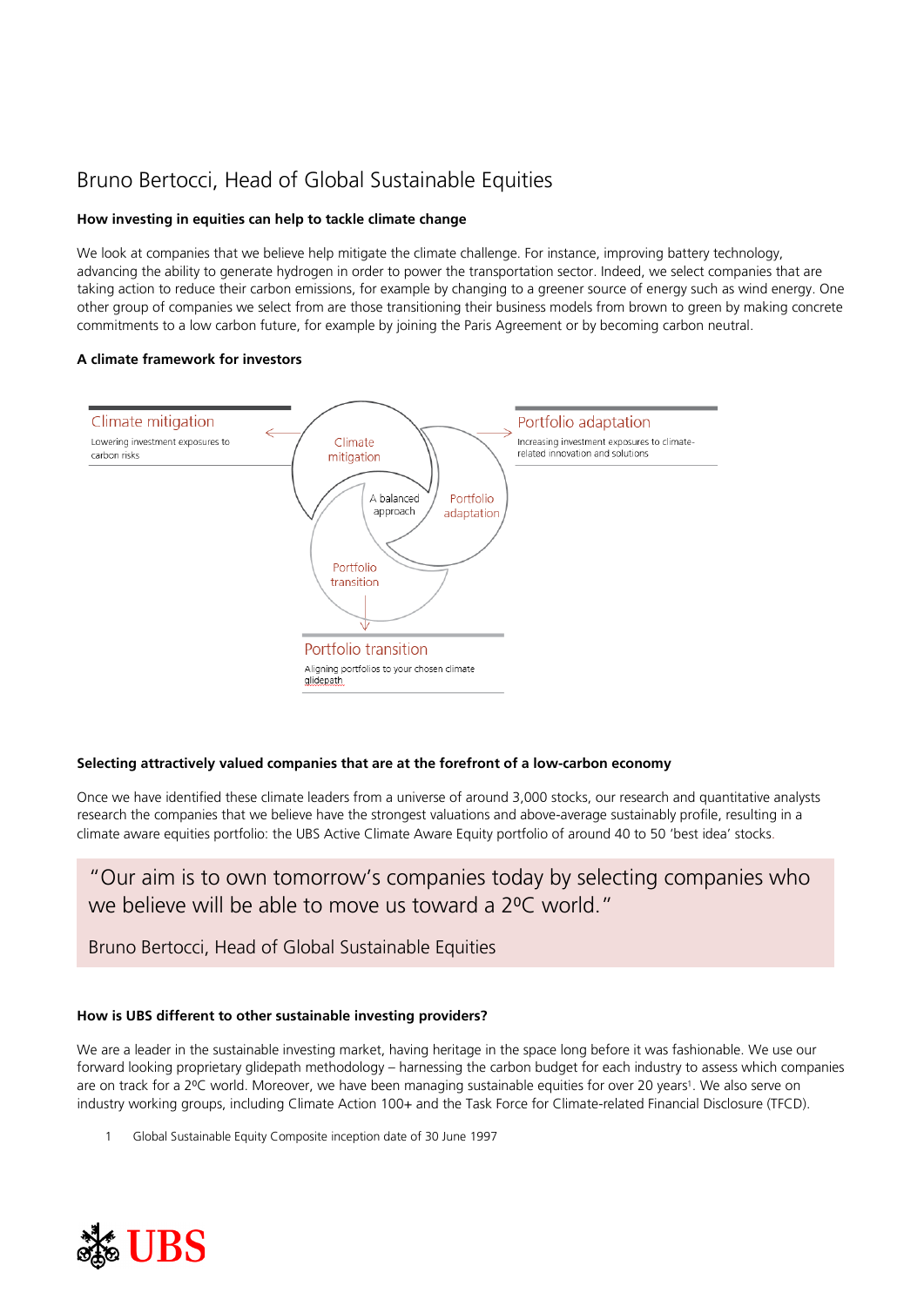# Bruno Bertocci, Head of Global Sustainable Equities

**How investing in equities can help to tackle climate change**

We look at companies that we believe help mitigate the climate challenge. For instance, improving battery technology, advancing the ability to generate hydrogen in order to power the transportation sector. Indeed, we select companies that are taking action to reduce their carbon emissions, for example by changing to a greener source of energy such as wind energy. One other group of companies we select from are those transitioning their business models from brown to green by making concrete commitments to a low carbon future, for example by joining the Paris Agreement or by becoming carbon neutral.

**A climate framework for investors**

Climate mitigation
Lowering investment exposures to carbon risks

Portfolio adaptation
Increasing investment exposures to climate-related innovation and solutions

Portfolio transition
Aligning portfolios to your chosen climate glidepath

Climate mitigation — A balanced approach — Portfolio adaptation — Portfolio transition

**Selecting attractively valued companies that are at the forefront of a low-carbon economy**

Once we have identified these climate leaders from a universe of around 3,000 stocks, our research and quantitative analysts research the companies that we believe have the strongest valuations and above-average sustainably profile, resulting in a climate aware equities portfolio: the UBS Active Climate Aware Equity portfolio of around 40 to 50 'best idea' stocks.

> "Our aim is to own tomorrow's companies today by selecting companies who we believe will be able to move us toward a 2ºC world."
>
> Bruno Bertocci, Head of Global Sustainable Equities

**How is UBS different to other sustainable investing providers?**

We are a leader in the sustainable investing market, having heritage in the space long before it was fashionable. We use our forward looking proprietary glidepath methodology – harnessing the carbon budget for each industry to assess which companies are on track for a 2ºC world. Moreover, we have been managing sustainable equities for over 20 years[1]. We also serve on industry working groups, including Climate Action 100+ and the Task Force for Climate-related Financial Disclosure (TFCD).

1 Global Sustainable Equity Composite inception date of 30 June 1997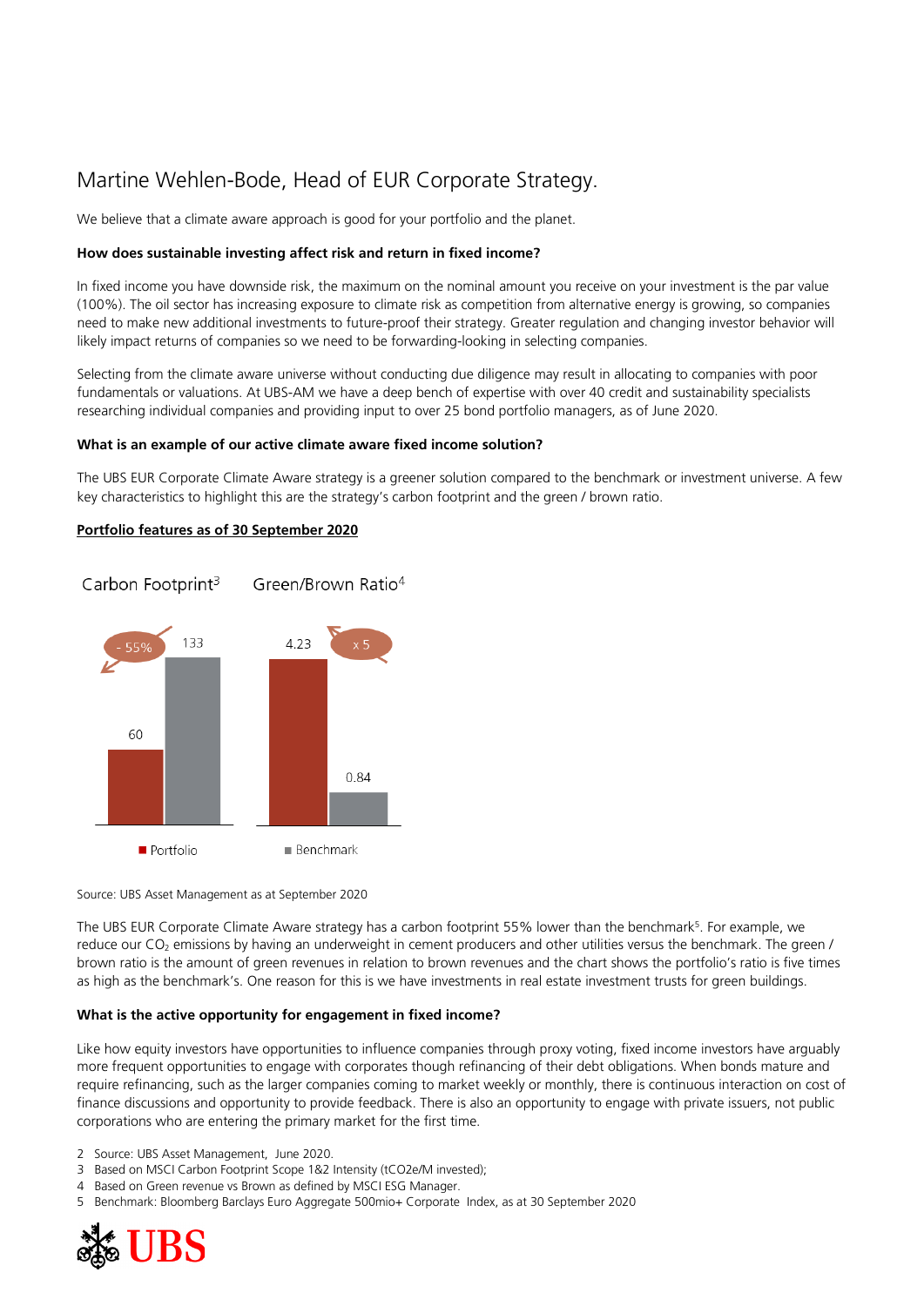# Martine Wehlen-Bode, Head of EUR Corporate Strategy.

We believe that a climate aware approach is good for your portfolio and the planet.

**How does sustainable investing affect risk and return in fixed income?**

In fixed income you have downside risk, the maximum on the nominal amount you receive on your investment is the par value (100%). The oil sector has increasing exposure to climate risk as competition from alternative energy is growing, so companies need to make new additional investments to future-proof their strategy. Greater regulation and changing investor behavior will likely impact returns of companies so we need to be forwarding-looking in selecting companies.

Selecting from the climate aware universe without conducting due diligence may result in allocating to companies with poor fundamentals or valuations. At UBS-AM we have a deep bench of expertise with over 40 credit and sustainability specialists researching individual companies and providing input to over 25 bond portfolio managers, as of June 2020.

**What is an example of our active climate aware fixed income solution?**

The UBS EUR Corporate Climate Aware strategy is a greener solution compared to the benchmark or investment universe. A few key characteristics to highlight this are the strategy's carbon footprint and the green / brown ratio.

**Portfolio features as of 30 September 2020**

| | Carbon Footprint[3] | Green/Brown Ratio[4] |
|---|---|---|
| Portfolio | 60 | 4.23 |
| Benchmark | 133 | 0.84 |
| Difference | - 55% | x 5 |

Source: UBS Asset Management as at September 2020

The UBS EUR Corporate Climate Aware strategy has a carbon footprint 55% lower than the benchmark[5]. For example, we reduce our $CO_2$ emissions by having an underweight in cement producers and other utilities versus the benchmark. The green / brown ratio is the amount of green revenues in relation to brown revenues and the chart shows the portfolio's ratio is five times as high as the benchmark's. One reason for this is we have investments in real estate investment trusts for green buildings.

**What is the active opportunity for engagement in fixed income?**

Like how equity investors have opportunities to influence companies through proxy voting, fixed income investors have arguably more frequent opportunities to engage with corporates though refinancing of their debt obligations. When bonds mature and require refinancing, such as the larger companies coming to market weekly or monthly, there is continuous interaction on cost of finance discussions and opportunity to provide feedback. There is also an opportunity to engage with private issuers, not public corporations who are entering the primary market for the first time.

2 Source: UBS Asset Management, June 2020.
3 Based on MSCI Carbon Footprint Scope 1&2 Intensity (tCO2e/M invested);
4 Based on Green revenue vs Brown as defined by MSCI ESG Manager.
5 Benchmark: Bloomberg Barclays Euro Aggregate 500mio+ Corporate Index, as at 30 September 2020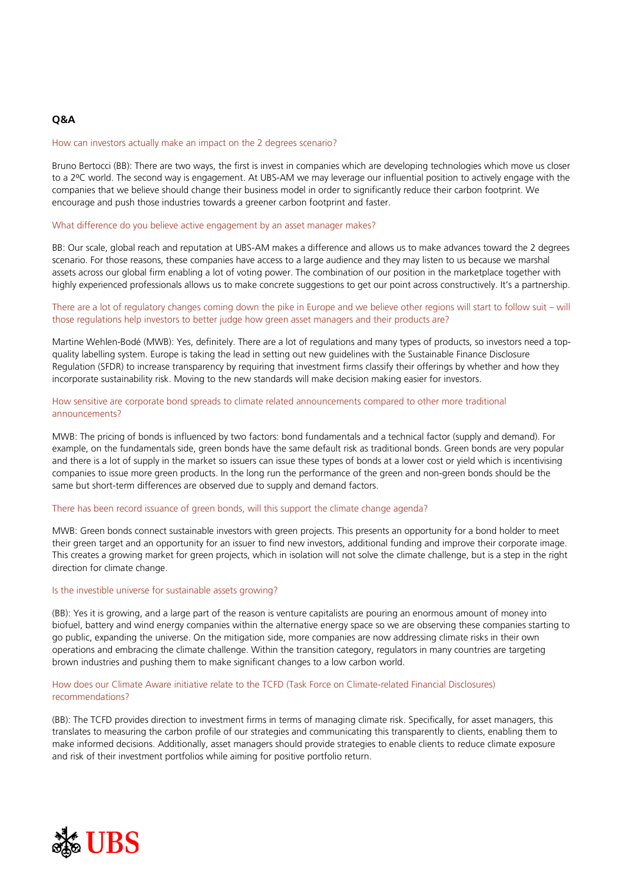**Q&A**

How can investors actually make an impact on the 2 degrees scenario?

Bruno Bertocci (BB): There are two ways, the first is invest in companies which are developing technologies which move us closer to a 2ºC world. The second way is engagement. At UBS-AM we may leverage our influential position to actively engage with the companies that we believe should change their business model in order to significantly reduce their carbon footprint. We encourage and push those industries towards a greener carbon footprint and faster.

What difference do you believe active engagement by an asset manager makes?

BB: Our scale, global reach and reputation at UBS-AM makes a difference and allows us to make advances toward the 2 degrees scenario. For those reasons, these companies have access to a large audience and they may listen to us because we marshal assets across our global firm enabling a lot of voting power. The combination of our position in the marketplace together with highly experienced professionals allows us to make concrete suggestions to get our point across constructively. It's a partnership.

There are a lot of regulatory changes coming down the pike in Europe and we believe other regions will start to follow suit – will those regulations help investors to better judge how green asset managers and their products are?

Martine Wehlen-Bodé (MWB): Yes, definitely. There are a lot of regulations and many types of products, so investors need a top-quality labelling system. Europe is taking the lead in setting out new guidelines with the Sustainable Finance Disclosure Regulation (SFDR) to increase transparency by requiring that investment firms classify their offerings by whether and how they incorporate sustainability risk. Moving to the new standards will make decision making easier for investors.

How sensitive are corporate bond spreads to climate related announcements compared to other more traditional announcements?

MWB: The pricing of bonds is influenced by two factors: bond fundamentals and a technical factor (supply and demand). For example, on the fundamentals side, green bonds have the same default risk as traditional bonds. Green bonds are very popular and there is a lot of supply in the market so issuers can issue these types of bonds at a lower cost or yield which is incentivising companies to issue more green products. In the long run the performance of the green and non-green bonds should be the same but short-term differences are observed due to supply and demand factors.

There has been record issuance of green bonds, will this support the climate change agenda?

MWB: Green bonds connect sustainable investors with green projects. This presents an opportunity for a bond holder to meet their green target and an opportunity for an issuer to find new investors, additional funding and improve their corporate image. This creates a growing market for green projects, which in isolation will not solve the climate challenge, but is a step in the right direction for climate change.

Is the investible universe for sustainable assets growing?

(BB): Yes it is growing, and a large part of the reason is venture capitalists are pouring an enormous amount of money into biofuel, battery and wind energy companies within the alternative energy space so we are observing these companies starting to go public, expanding the universe. On the mitigation side, more companies are now addressing climate risks in their own operations and embracing the climate challenge. Within the transition category, regulators in many countries are targeting brown industries and pushing them to make significant changes to a low carbon world.

How does our Climate Aware initiative relate to the TCFD (Task Force on Climate-related Financial Disclosures) recommendations?

(BB): The TCFD provides direction to investment firms in terms of managing climate risk. Specifically, for asset managers, this translates to measuring the carbon profile of our strategies and communicating this transparently to clients, enabling them to make informed decisions. Additionally, asset managers should provide strategies to enable clients to reduce climate exposure and risk of their investment portfolios while aiming for positive portfolio return.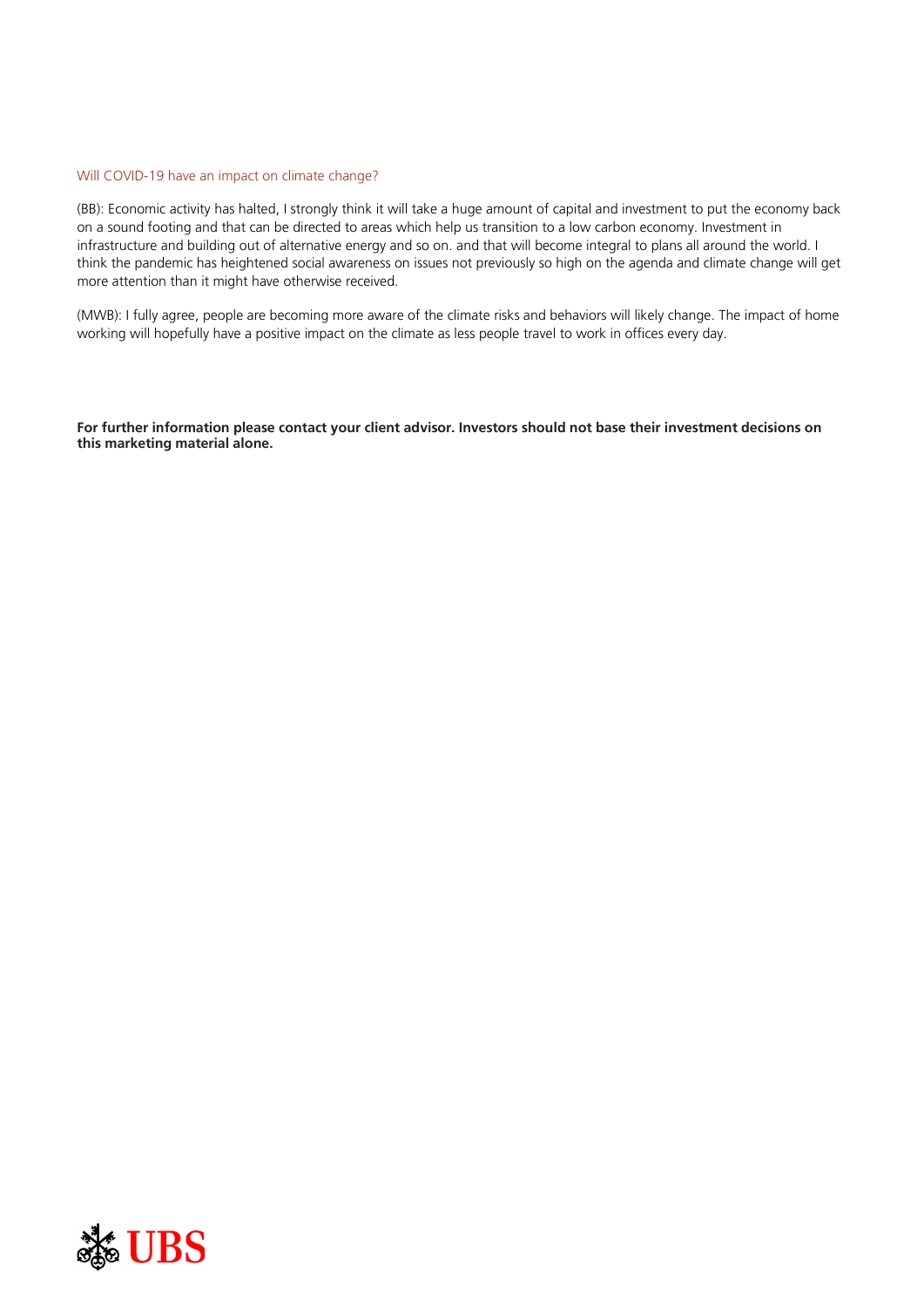### Will COVID-19 have an impact on climate change?

(BB): Economic activity has halted, I strongly think it will take a huge amount of capital and investment to put the economy back on a sound footing and that can be directed to areas which help us transition to a low carbon economy. Investment in infrastructure and building out of alternative energy and so on. and that will become integral to plans all around the world. I think the pandemic has heightened social awareness on issues not previously so high on the agenda and climate change will get more attention than it might have otherwise received.

(MWB): I fully agree, people are becoming more aware of the climate risks and behaviors will likely change. The impact of home working will hopefully have a positive impact on the climate as less people travel to work in offices every day.

**For further information please contact your client advisor. Investors should not base their investment decisions on this marketing material alone.**

UBS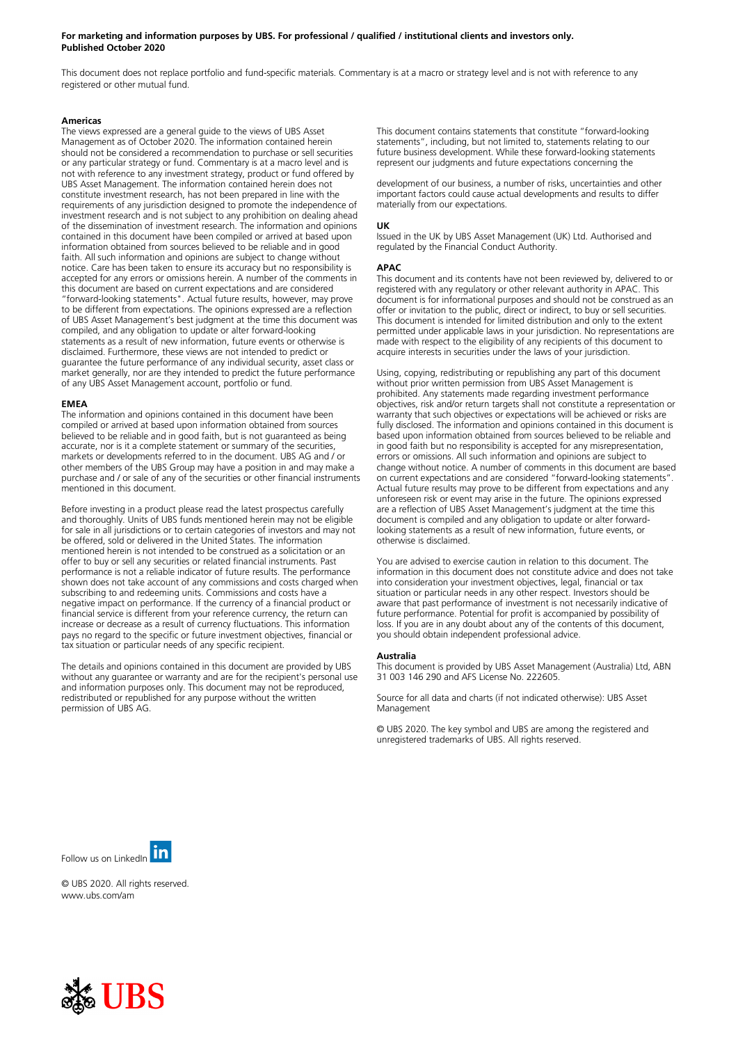**For marketing and information purposes by UBS. For professional / qualified / institutional clients and investors only.**
**Published October 2020**

This document does not replace portfolio and fund-specific materials. Commentary is at a macro or strategy level and is not with reference to any registered or other mutual fund.

**Americas**

The views expressed are a general guide to the views of UBS Asset Management as of October 2020. The information contained herein should not be considered a recommendation to purchase or sell securities or any particular strategy or fund. Commentary is at a macro level and is not with reference to any investment strategy, product or fund offered by UBS Asset Management. The information contained herein does not constitute investment research, has not been prepared in line with the requirements of any jurisdiction designed to promote the independence of investment research and is not subject to any prohibition on dealing ahead of the dissemination of investment research. The information and opinions contained in this document have been compiled or arrived at based upon information obtained from sources believed to be reliable and in good faith. All such information and opinions are subject to change without notice. Care has been taken to ensure its accuracy but no responsibility is accepted for any errors or omissions herein. A number of the comments in this document are based on current expectations and are considered "forward-looking statements". Actual future results, however, may prove to be different from expectations. The opinions expressed are a reflection of UBS Asset Management's best judgment at the time this document was compiled, and any obligation to update or alter forward-looking statements as a result of new information, future events or otherwise is disclaimed. Furthermore, these views are not intended to predict or guarantee the future performance of any individual security, asset class or market generally, nor are they intended to predict the future performance of any UBS Asset Management account, portfolio or fund.

**EMEA**

The information and opinions contained in this document have been compiled or arrived at based upon information obtained from sources believed to be reliable and in good faith, but is not guaranteed as being accurate, nor is it a complete statement or summary of the securities, markets or developments referred to in the document. UBS AG and / or other members of the UBS Group may have a position in and may make a purchase and / or sale of any of the securities or other financial instruments mentioned in this document.

Before investing in a product please read the latest prospectus carefully and thoroughly. Units of UBS funds mentioned herein may not be eligible for sale in all jurisdictions or to certain categories of investors and may not be offered, sold or delivered in the United States. The information mentioned herein is not intended to be construed as a solicitation or an offer to buy or sell any securities or related financial instruments. Past performance is not a reliable indicator of future results. The performance shown does not take account of any commissions and costs charged when subscribing to and redeeming units. Commissions and costs have a negative impact on performance. If the currency of a financial product or financial service is different from your reference currency, the return can increase or decrease as a result of currency fluctuations. This information pays no regard to the specific or future investment objectives, financial or tax situation or particular needs of any specific recipient.

The details and opinions contained in this document are provided by UBS without any guarantee or warranty and are for the recipient's personal use and information purposes only. This document may not be reproduced, redistributed or republished for any purpose without the written permission of UBS AG.

This document contains statements that constitute "forward-looking statements", including, but not limited to, statements relating to our future business development. While these forward-looking statements represent our judgments and future expectations concerning the development of our business, a number of risks, uncertainties and other important factors could cause actual developments and results to differ materially from our expectations.

**UK**

Issued in the UK by UBS Asset Management (UK) Ltd. Authorised and regulated by the Financial Conduct Authority.

**APAC**

This document and its contents have not been reviewed by, delivered to or registered with any regulatory or other relevant authority in APAC. This document is for informational purposes and should not be construed as an offer or invitation to the public, direct or indirect, to buy or sell securities. This document is intended for limited distribution and only to the extent permitted under applicable laws in your jurisdiction. No representations are made with respect to the eligibility of any recipients of this document to acquire interests in securities under the laws of your jurisdiction.

Using, copying, redistributing or republishing any part of this document without prior written permission from UBS Asset Management is prohibited. Any statements made regarding investment performance objectives, risk and/or return targets shall not constitute a representation or warranty that such objectives or expectations will be achieved or risks are fully disclosed. The information and opinions contained in this document is based upon information obtained from sources believed to be reliable and in good faith but no responsibility is accepted for any misrepresentation, errors or omissions. All such information and opinions are subject to change without notice. A number of comments in this document are based on current expectations and are considered "forward-looking statements". Actual future results may prove to be different from expectations and any unforeseen risk or event may arise in the future. The opinions expressed are a reflection of UBS Asset Management's judgment at the time this document is compiled and any obligation to update or alter forward-looking statements as a result of new information, future events, or otherwise is disclaimed.

You are advised to exercise caution in relation to this document. The information in this document does not constitute advice and does not take into consideration your investment objectives, legal, financial or tax situation or particular needs in any other respect. Investors should be aware that past performance of investment is not necessarily indicative of future performance. Potential for profit is accompanied by possibility of loss. If you are in any doubt about any of the contents of this document, you should obtain independent professional advice.

**Australia**

This document is provided by UBS Asset Management (Australia) Ltd, ABN 31 003 146 290 and AFS License No. 222605.

Source for all data and charts (if not indicated otherwise): UBS Asset Management

© UBS 2020. The key symbol and UBS are among the registered and unregistered trademarks of UBS. All rights reserved.

Follow us on LinkedIn

© UBS 2020. All rights reserved.
www.ubs.com/am

UBS